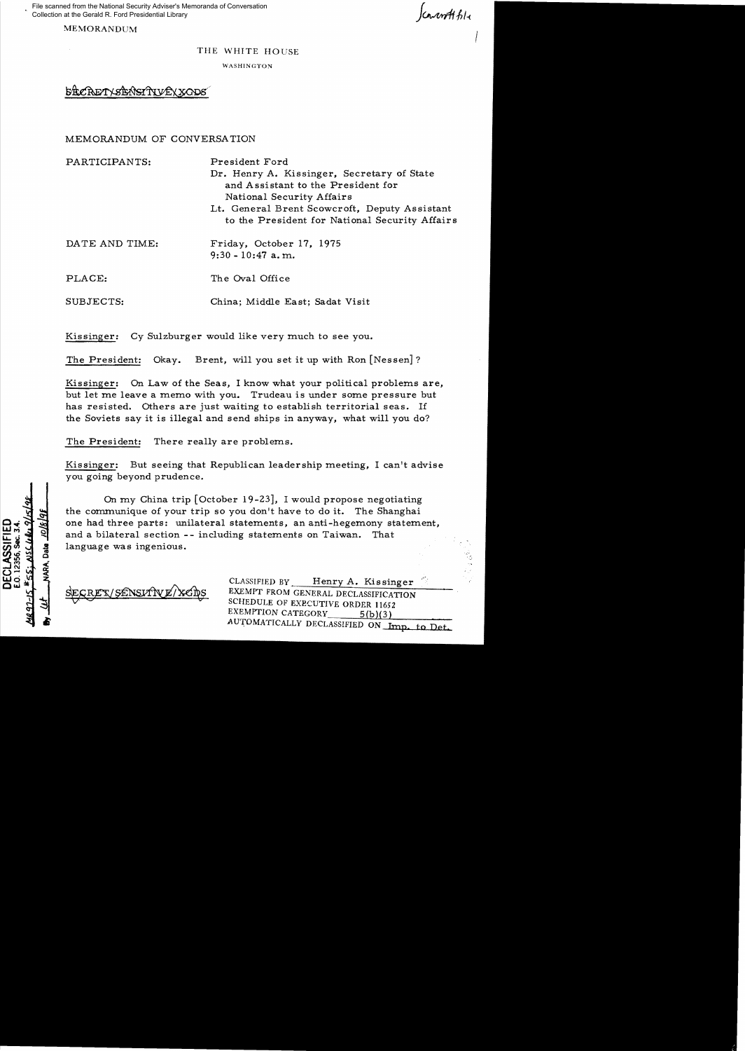File scanned from the National Security Adviser's Memoranda of Conversation Collection at the Gerald R. Ford Presidential Library

MEMORANDUM

Scowcroft file

THE WHITE HOUSE

WASHINGTON

~~SECRET/SENSITIVE/XGDS~~

MEMORANDUM OF CONVERSATION

PARTICIPANTS: President Ford
Dr. Henry A. Kissinger, Secretary of State and Assistant to the President for National Security Affairs
Lt. General Brent Scowcroft, Deputy Assistant to the President for National Security Affairs

DATE AND TIME: Friday, October 17, 1975
9:30 - 10:47 a.m.

PLACE: The Oval Office

SUBJECTS: China; Middle East; Sadat Visit

Kissinger: Cy Sulzburger would like very much to see you.

The President: Okay. Brent, will you set it up with Ron [Nessen]?

Kissinger: On Law of the Seas, I know what your political problems are, but let me leave a memo with you. Trudeau is under some pressure but has resisted. Others are just waiting to establish territorial seas. If the Soviets say it is illegal and send ships in anyway, what will you do?

The President: There really are problems.

Kissinger: But seeing that Republican leadership meeting, I can't advise you going beyond prudence.

On my China trip [October 19-23], I would propose negotiating the communique of your trip so you don't have to do it. The Shanghai one had three parts: unilateral statements, an anti-hegemony statement, and a bilateral section -- including statements on Taiwan. That language was ingenious.

DECLASSIFIED
E.O. 12356, Sec. 3.4.
MR 97-15, #55; NSC ltr 9/15/98
By lit NARA, Date 10/6/98

~~SECRET/SENSITIVE/XGDS~~

CLASSIFIED BY Henry A. Kissinger
EXEMPT FROM GENERAL DECLASSIFICATION SCHEDULE OF EXECUTIVE ORDER 11652
EXEMPTION CATEGORY 5(b)(3)
AUTOMATICALLY DECLASSIFIED ON Imp. to Det.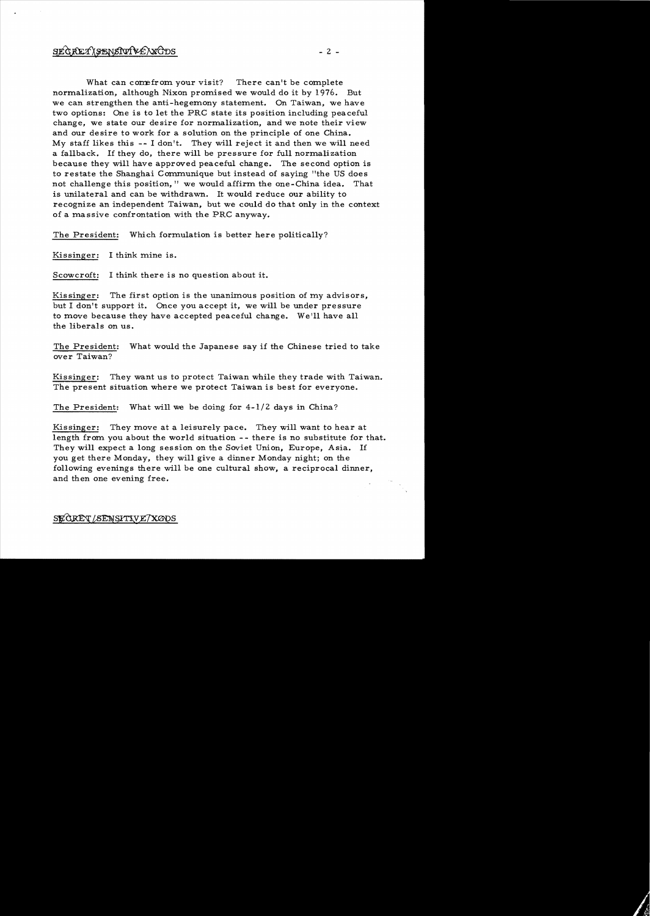What can come from your visit? There can't be complete normalization, although Nixon promised we would do it by 1976. But we can strengthen the anti-hegemony statement. On Taiwan, we have two options: One is to let the PRC state its position including peaceful change, we state our desire for normalization, and we note their view and our desire to work for a solution on the principle of one China. My staff likes this -- I don't. They will reject it and then we will need a fallback. If they do, there will be pressure for full normalization because they will have approved peaceful change. The second option is to restate the Shanghai Communique but instead of saying "the US does not challenge this position," we would affirm the one-China idea. That is unilateral and can be withdrawn. It would reduce our ability to recognize an independent Taiwan, but we could do that only in the context of a massive confrontation with the PRC anyway.

The President: Which formulation is better here politically?

Kissinger: I think mine is.

Scowcroft: I think there is no question about it.

Kissinger: The first option is the unanimous position of my advisors, but I don't support it. Once you accept it, we will be under pressure to move because they have accepted peaceful change. We'll have all the liberals on us.

The President: What would the Japanese say if the Chinese tried to take over Taiwan?

Kissinger: They want us to protect Taiwan while they trade with Taiwan. The present situation where we protect Taiwan is best for everyone.

The President: What will we be doing for 4-1/2 days in China?

Kissinger: They move at a leisurely pace. They will want to hear at length from you about the world situation -- there is no substitute for that. They will expect a long session on the Soviet Union, Europe, Asia. If you get there Monday, they will give a dinner Monday night; on the following evenings there will be one cultural show, a reciprocal dinner, and then one evening free.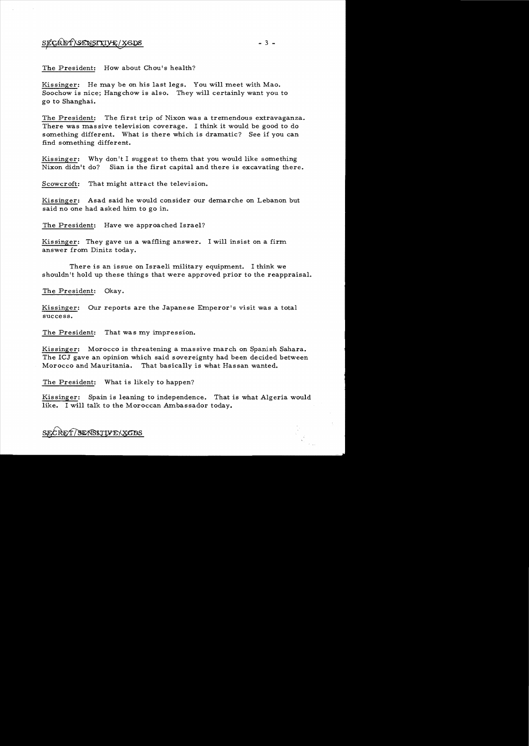The President: How about Chou's health?

Kissinger: He may be on his last legs. You will meet with Mao. Soochow is nice; Hangchow is also. They will certainly want you to go to Shanghai.

The President: The first trip of Nixon was a tremendous extravaganza. There was massive television coverage. I think it would be good to do something different. What is there which is dramatic? See if you can find something different.

Kissinger: Why don't I suggest to them that you would like something Nixon didn't do? Sian is the first capital and there is excavating there.

Scowcroft: That might attract the television.

Kissinger: Asad said he would consider our demarche on Lebanon but said no one had asked him to go in.

The President: Have we approached Israel?

Kissinger: They gave us a waffling answer. I will insist on a firm answer from Dinitz today.

There is an issue on Israeli military equipment. I think we shouldn't hold up these things that were approved prior to the reappraisal.

The President: Okay.

Kissinger: Our reports are the Japanese Emperor's visit was a total success.

The President: That was my impression.

Kissinger: Morocco is threatening a massive march on Spanish Sahara. The ICJ gave an opinion which said sovereignty had been decided between Morocco and Mauritania. That basically is what Hassan wanted.

The President: What is likely to happen?

Kissinger: Spain is leaning to independence. That is what Algeria would like. I will talk to the Moroccan Ambassador today.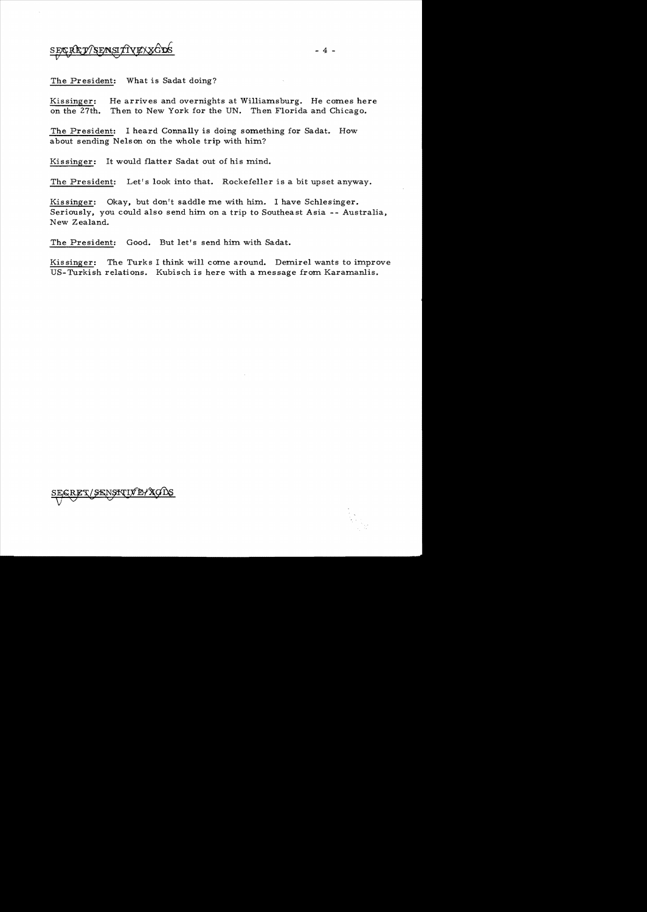The President: What is Sadat doing?

Kissinger: He arrives and overnights at Williamsburg. He comes here on the 27th. Then to New York for the UN. Then Florida and Chicago.

The President: I heard Connally is doing something for Sadat. How about sending Nelson on the whole trip with him?

Kissinger: It would flatter Sadat out of his mind.

The President: Let's look into that. Rockefeller is a bit upset anyway.

Kissinger: Okay, but don't saddle me with him. I have Schlesinger. Seriously, you could also send him on a trip to Southeast Asia -- Australia, New Zealand.

The President: Good. But let's send him with Sadat.

Kissinger: The Turks I think will come around. Demirel wants to improve US-Turkish relations. Kubisch is here with a message from Karamanlis.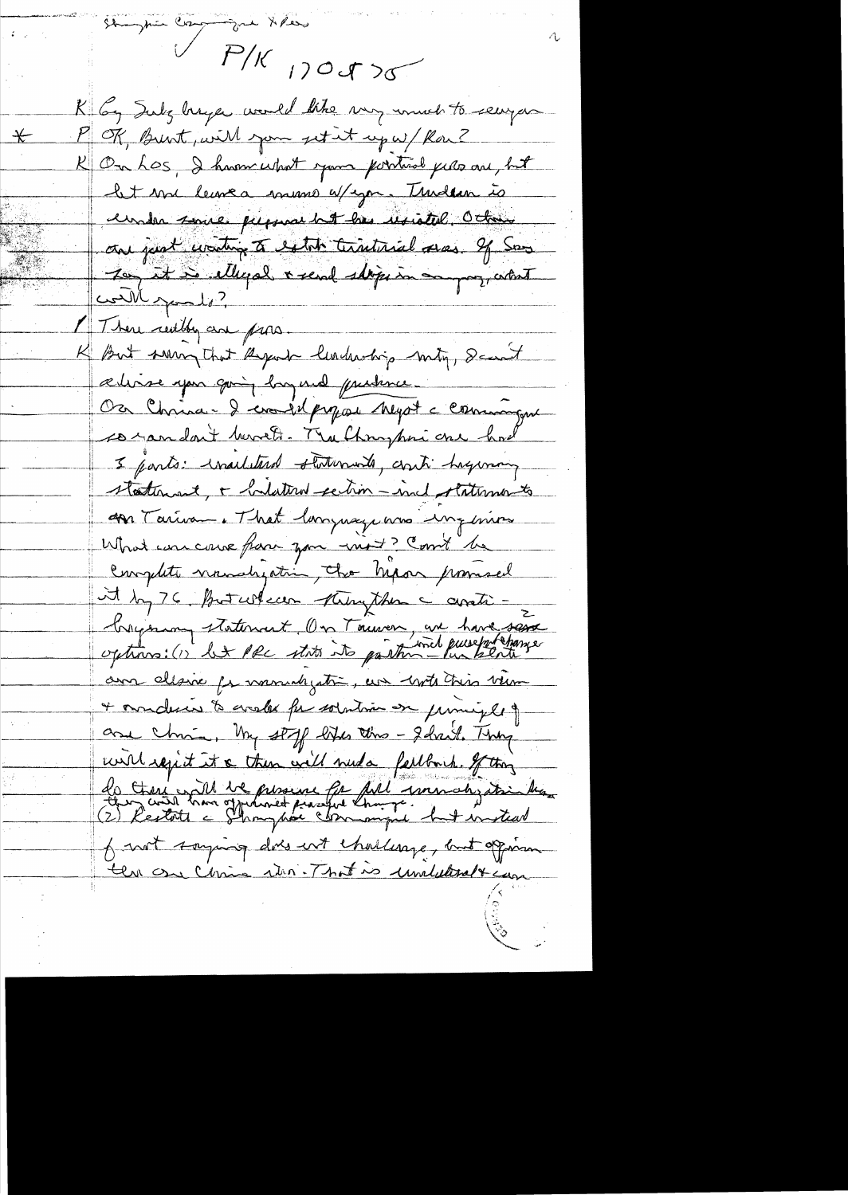Shanghai Communique & Pres

✓ P/K 170575

K Cy Sulzberger would like very much to see you

\* P OK, Brent, will you set it up w/ Ron?

K On Laos, I know what your political probs are, but let me leave a memo w/ you. Thailand is under some pressure but has resisted. Others are just waiting to establish territorial seas. If Sec says it is illegal & send ships in anyway, what will you do?

P There really are pros.

K But seeing that Rep't leadership mtg, I can't advise you going beyond prudence.

On China – I would propose Mayot c communique so can don't hurt. The Shanghai one had 3 parts: unilateral statements, anti-hegemony statement, & bilateral section – incl statements on Taiwan. That language was ingenious. What can come from you visit? Can't be complete normalization, tho Nixon promised it by 76. But we can strengthen c anti-hegemony statement. On Taiwan, we have several options: (1) let PRC state its position – incl. peaceful change – we state desire for normalization, we note their view & our desire to work for solution on principle of one China. My staff likes this – I don't. They will reject it & then will need fallback. If they do there will be pressure for full normalization & they could have opportunist peaceful change.

(2) Restate c Shanghai Communique but instead of not saying does not challenge, but affirm there one China view. That is unilateral & can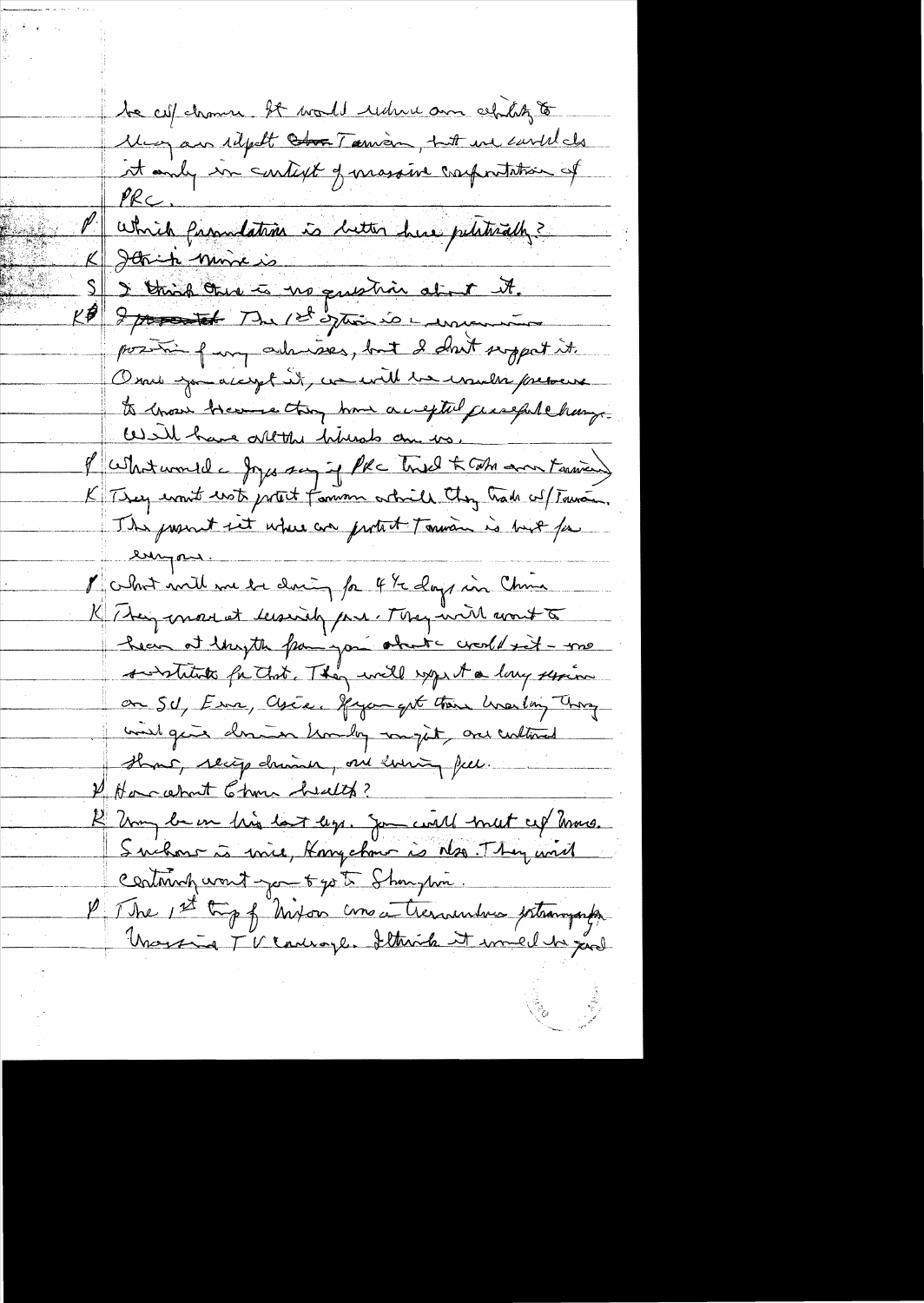be cut down. It would reduce our ability to keep our support [for] Taiwan, but we could do it only in context of massive confrontation of PRC.

P Which formulation is better here politically?

K I think mine is.

S I think there is no question about it.

K I [crossed out] The 1st option is a unanimous position of my advisers, but I don't support it. Once you accept it, we will be under pressure to move because they have accepted peaceful change. Will have all the liberals on us.

P What would a Joyce say if PRC tried to take over Taiwan?

K They won't want to protect Taiwan while they trade w/Taiwan. The present set where we protect Taiwan is best for everyone.

P What will we be doing for 4½ days in China?

K They move at leisurely pace. They will want to hear at length from you about world set-up — no substitute for that. They will expect a long session on SU, Eur, Asia. If you get there Wed, they will give dinner Monday night, one cultural show, reciprocal dinner, one evening free.

P How about Chou's health?

K Very lean on his last legs. You will meet w/ Mao. Suchow is nice, Hangchow is also. They would certainly want you to go to Shanghai.

P The 1st trip of Nixon was a tremendous extravaganza. Massive TV coverage. I think it would be good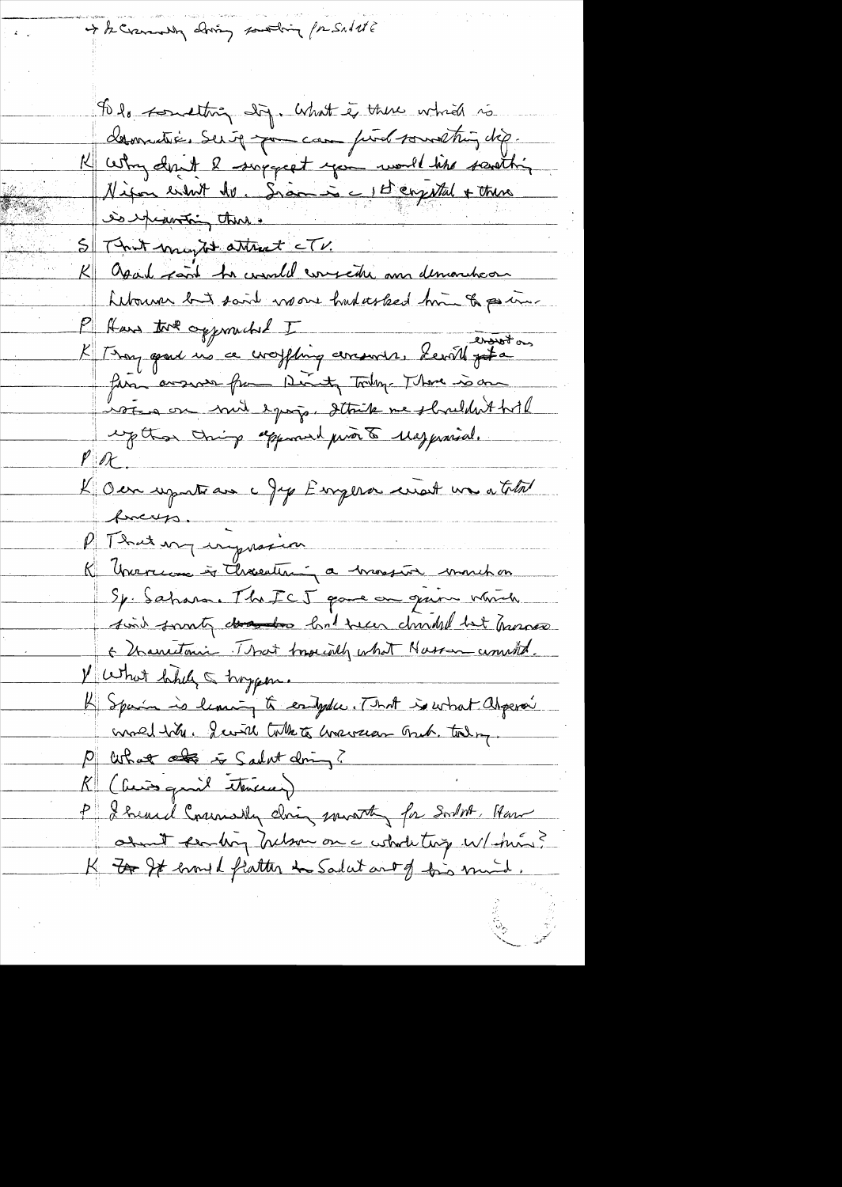→ to Connally doing something for Sadat

To do something dif. What is there which is dramatic. See if you can find something dif.

K Why don't I suggest you would like something Nixon didn't do. Sinai is a 1st crystal & there is a painting there.

S That might attract a TV.

K Asad said he would consider our demarche on Lebanon but said no one had asked him to pull in.

P Has that approached I

K They gave us a waffling answer. I will get a firm answer from Dinitz today. There is an issue on mil equip. I think we shouldn't hold up those things approved prior to reappraisal.

P OK.

K Our reports are c Jap Emperor visit was a total success.

P That my impression

K Morocco is threatening a massive march on Sp. Sahara. The ICJ gave an opinion which said sovereignty had been divided but Morocco & Mauritania. That basically what Hassan wanted.

P What likely to happen.

K Spain is leaving to evaluate. That is what Algeria would like. I will talk to Moroccan Amb. today.

P What is Sadat doing?

K (Discussion itinerary)

P I heard Connally doing something for Sadat. How about sending Nelson on a whole trip w/ him?

K It would flatter Sadat out of his mind.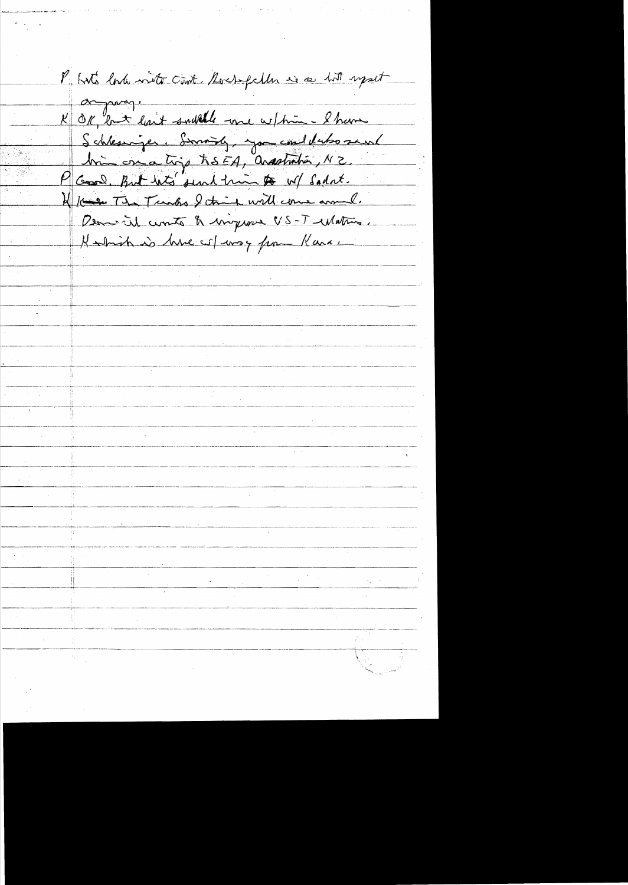P Lets look into it. Rockefeller is a bit upset anyway.

K OK, but don't saddle me w/ him. I have Schlesinger. Secondly, you could also send him on a trip to SEA, Australia, NZ.

P Good. But let's send him w/ Sadat.

K The Turks I think will come around. Demirel wants to improve US-T relations.

K Schmidt is here w/ msg from Karam.